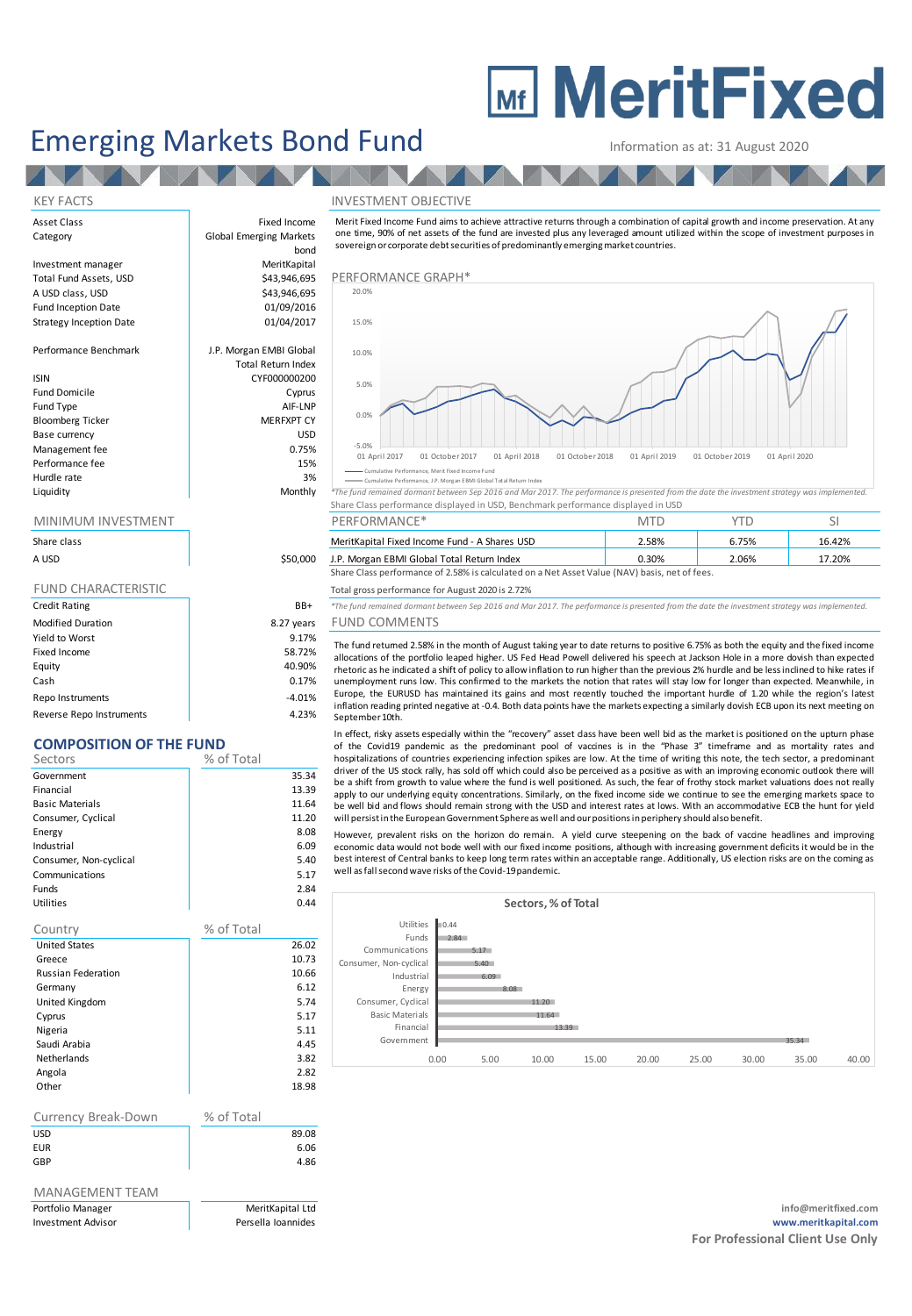# MeritFixed

# Emerging Markets Bond Fund

Information as at: 31 August 2020

## KEY FACTS

| | |
|---|---|
| Asset Class | Fixed Income |
| Category | Global Emerging Markets bond |
| Investment manager | MeritKapital |
| Total Fund Assets, USD | $43,946,695 |
| A USD class, USD | $43,946,695 |
| Fund Inception Date | 01/09/2016 |
| Strategy Inception Date | 01/04/2017 |
| Performance Benchmark | J.P. Morgan EMBI Global Total Return Index |
| ISIN | CYF000000200 |
| Fund Domicile | Cyprus |
| Fund Type | AIF-LNP |
| Bloomberg Ticker | MERFXPT CY |
| Base currency | USD |
| Management fee | 0.75% |
| Performance fee | 15% |
| Hurdle rate | 3% |
| Liquidity | Monthly |

## MINIMUM INVESTMENT

| Share class | |
|---|---|
| A USD | $50,000 |

## FUND CHARACTERISTIC

| | |
|---|---|
| Credit Rating | BB+ |
| Modified Duration | 8.27 years |
| Yield to Worst | 9.17% |
| Fixed Income | 58.72% |
| Equity | 40.90% |
| Cash | 0.17% |
| Repo Instruments | -4.01% |
| Reverse Repo Instruments | 4.23% |

## COMPOSITION OF THE FUND

| Sectors | % of Total |
|---|---|
| Government | 35.34 |
| Financial | 13.39 |
| Basic Materials | 11.64 |
| Consumer, Cyclical | 11.20 |
| Energy | 8.08 |
| Industrial | 6.09 |
| Consumer, Non-cyclical | 5.40 |
| Communications | 5.17 |
| Funds | 2.84 |
| Utilities | 0.44 |

| Country | % of Total |
|---|---|
| United States | 26.02 |
| Greece | 10.73 |
| Russian Federation | 10.66 |
| Germany | 6.12 |
| United Kingdom | 5.74 |
| Cyprus | 5.17 |
| Nigeria | 5.11 |
| Saudi Arabia | 4.45 |
| Netherlands | 3.82 |
| Angola | 2.82 |
| Other | 18.98 |

| Currency Break-Down | % of Total |
|---|---|
| USD | 89.08 |
| EUR | 6.06 |
| GBP | 4.86 |

## MANAGEMENT TEAM

| | |
|---|---|
| Portfolio Manager | MeritKapital Ltd |
| Investment Advisor | Persella Ioannides |

## INVESTMENT OBJECTIVE

Merit Fixed Income Fund aims to achieve attractive returns through a combination of capital growth and income preservation. At any one time, 90% of net assets of the fund are invested plus any leveraged amount utilized within the scope of investment purposes in sovereign or corporate debt securities of predominantly emerging market countries.

## PERFORMANCE GRAPH*

Cumulative Performance, Merit Fixed Income Fund

Cumulative Performance, J.P. Morgan EMBI Global Total Return Index

*The fund remained dormant between Sep 2016 and Mar 2017. The performance is presented from the date the investment strategy was implemented.

Share Class performance displayed in USD, Benchmark performance displayed in USD

| PERFORMANCE* | MTD | YTD | SI |
|---|---|---|---|
| MeritKapital Fixed Income Fund - A Shares USD | 2.58% | 6.75% | 16.42% |
| J.P. Morgan EMBI Global Total Return Index | 0.30% | 2.06% | 17.20% |

Share Class performance of 2.58% is calculated on a Net Asset Value (NAV) basis, net of fees.

Total gross performance for August 2020 is 2.72%

*The fund remained dormant between Sep 2016 and Mar 2017. The performance is presented from the date the investment strategy was implemented.

## FUND COMMENTS

The fund returned 2.58% in the month of August taking year to date returns to positive 6.75% as both the equity and the fixed income allocations of the portfolio leaped higher. US Fed Head Powell delivered his speech at Jackson Hole in a more dovish than expected rhetoric as he indicated a shift of policy to allow inflation to run higher than the previous 2% hurdle and be less inclined to hike rates if unemployment runs low. This confirmed to the markets the notion that rates will stay low for longer than expected. Meanwhile, in Europe, the EURUSD has maintained its gains and most recently touched the important hurdle of 1.20 while the region's latest inflation reading printed negative at -0.4. Both data points have the markets expecting a similarly dovish ECB upon its next meeting on September 10th.

In effect, risky assets especially within the "recovery" asset class have been well bid as the market is positioned on the upturn phase of the Covid19 pandemic as the predominant pool of vaccines is in the "Phase 3" timeframe and as mortality rates and hospitalizations of countries experiencing infection spikes are low. At the time of writing this note, the tech sector, a predominant driver of the US stock rally, has sold off which could also be perceived as a positive as with an improving economic outlook there will be a shift from growth to value where the fund is well positioned. As such, the fear of frothy stock market valuations does not really apply to our underlying equity concentrations. Similarly, on the fixed income side we continue to see the emerging markets space to be well bid and flows should remain strong with the USD and interest rates at lows. With an accommodative ECB the hunt for yield will persist in the European Government Space as well and our positions in periphery should also benefit.

However, prevalent risks on the horizon do remain. A yield curve steepening on the back of vaccine headlines and improving economic data would not bode well with our fixed income positions, although with increasing government deficits it would be in the best interest of Central banks to keep long term rates within an acceptable range. Additionally, US election risks are on the coming as well as fall second wave risks of the Covid-19 pandemic.

**Sectors, % of Total**

| Sector | % of Total |
|---|---|
| Utilities | 0.44 |
| Funds | 2.84 |
| Communications | 5.17 |
| Consumer, Non-cyclical | 5.40 |
| Industrial | 6.09 |
| Energy | 8.08 |
| Consumer, Cyclical | 11.20 |
| Basic Materials | 11.64 |
| Financial | 13.39 |
| Government | 35.34 |

info@meritfixed.com

www.meritkapital.com

**For Professional Client Use Only**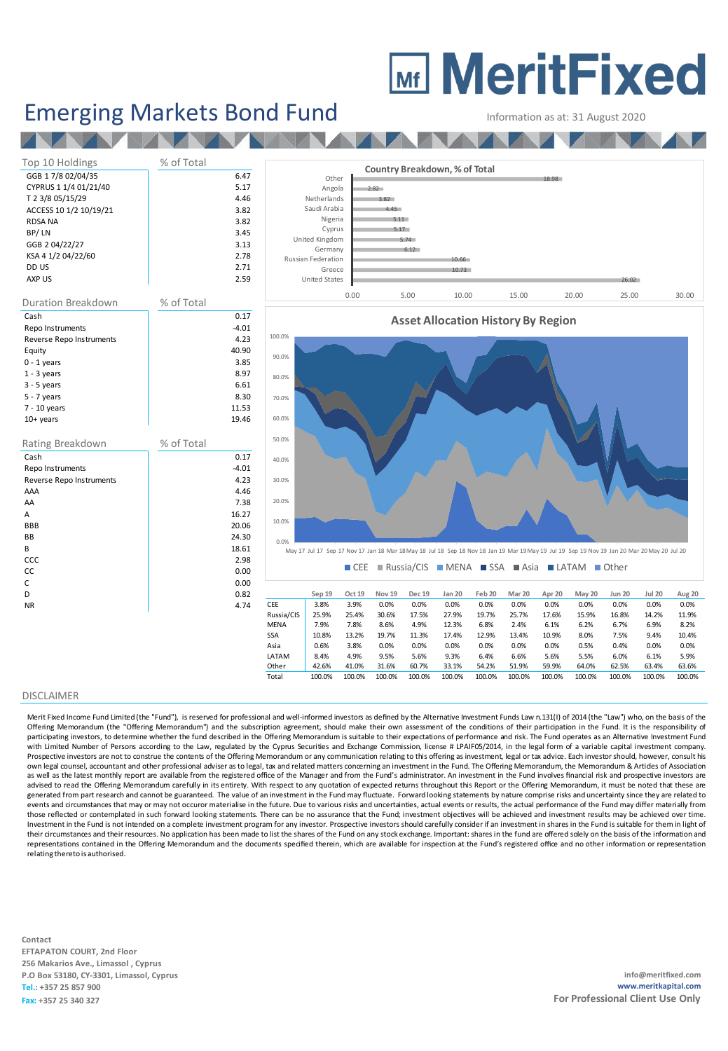# MeritFixed

## Emerging Markets Bond Fund

Information as at: 31 August 2020

| Top 10 Holdings | % of Total |
|---|---|
| GGB 1 7/8 02/04/35 | 6.47 |
| CYPRUS 1 1/4 01/21/40 | 5.17 |
| T 2 3/8 05/15/29 | 4.46 |
| ACCESS 10 1/2 10/19/21 | 3.82 |
| RDSA NA | 3.82 |
| BP/ LN | 3.45 |
| GGB 2 04/22/27 | 3.13 |
| KSA 4 1/2 04/22/60 | 2.78 |
| DD US | 2.71 |
| AXP US | 2.59 |

| Duration Breakdown | % of Total |
|---|---|
| Cash | 0.17 |
| Repo Instruments | -4.01 |
| Reverse Repo Instruments | 4.23 |
| Equity | 40.90 |
| 0 - 1 years | 3.85 |
| 1 - 3 years | 8.97 |
| 3 - 5 years | 6.61 |
| 5 - 7 years | 8.30 |
| 7 - 10 years | 11.53 |
| 10+ years | 19.46 |

| Rating Breakdown | % of Total |
|---|---|
| Cash | 0.17 |
| Repo Instruments | -4.01 |
| Reverse Repo Instruments | 4.23 |
| AAA | 4.46 |
| AA | 7.38 |
| A | 16.27 |
| BBB | 20.06 |
| BB | 24.30 |
| B | 18.61 |
| CCC | 2.98 |
| CC | 0.00 |
| C | 0.00 |
| D | 0.82 |
| NR | 4.74 |

Country Breakdown, % of Total

Other 18.98
Angola 2.82
Netherlands 3.82
Saudi Arabia 4.45
Nigeria 5.11
Cyprus 5.17
United Kingdom 5.74
Germany 6.12
Russian Federation 10.66
Greece 10.73
United States 26.02

0.00 5.00 10.00 15.00 20.00 25.00 30.00

Asset Allocation History By Region

100.0% 90.0% 80.0% 70.0% 60.0% 50.0% 40.0% 30.0% 20.0% 10.0% 0.0%

May 17 Jul 17 Sep 17 Nov 17 Jan 18 Mar 18 May 18 Jul 18 Sep 18 Nov 18 Jan 19 Mar 19 May 19 Jul 19 Sep 19 Nov 19 Jan 20 Mar 20 May 20 Jul 20

CEE Russia/CIS MENA SSA Asia LATAM Other

| | Sep 19 | Oct 19 | Nov 19 | Dec 19 | Jan 20 | Feb 20 | Mar 20 | Apr 20 | May 20 | Jun 20 | Jul 20 | Aug 20 |
|---|---|---|---|---|---|---|---|---|---|---|---|---|
| CEE | 3.8% | 3.9% | 0.0% | 0.0% | 0.0% | 0.0% | 0.0% | 0.0% | 0.0% | 0.0% | 0.0% | 0.0% |
| Russia/CIS | 25.9% | 25.4% | 30.6% | 17.5% | 27.9% | 19.7% | 25.7% | 17.6% | 15.9% | 16.8% | 14.2% | 11.9% |
| MENA | 7.9% | 7.8% | 8.6% | 4.9% | 12.3% | 6.8% | 2.4% | 6.1% | 6.2% | 6.7% | 6.9% | 8.2% |
| SSA | 10.8% | 13.2% | 19.7% | 11.3% | 17.4% | 12.9% | 13.4% | 10.9% | 8.0% | 7.5% | 9.4% | 10.4% |
| Asia | 0.6% | 3.8% | 0.0% | 0.0% | 0.0% | 0.0% | 0.0% | 0.0% | 0.5% | 0.4% | 0.0% | 0.0% |
| LATAM | 8.4% | 4.9% | 9.5% | 5.6% | 9.3% | 6.4% | 6.6% | 5.6% | 5.5% | 6.0% | 6.1% | 5.9% |
| Other | 42.6% | 41.0% | 31.6% | 60.7% | 33.1% | 54.2% | 51.9% | 59.9% | 64.0% | 62.5% | 63.4% | 63.6% |
| Total | 100.0% | 100.0% | 100.0% | 100.0% | 100.0% | 100.0% | 100.0% | 100.0% | 100.0% | 100.0% | 100.0% | 100.0% |

## DISCLAIMER

Merit Fixed Income Fund Limited (the "Fund"), is reserved for professional and well-informed investors as defined by the Alternative Investment Funds Law n.131(I) of 2014 (the "Law") who, on the basis of the Offering Memorandum (the "Offering Memorandum") and the subscription agreement, should make their own assessment of the conditions of their participation in the Fund. It is the responsibility of participating investors, to determine whether the fund described in the Offering Memorandum is suitable to their expectations of performance and risk. The Fund operates as an Alternative Investment Fund with Limited Number of Persons according to the Law, regulated by the Cyprus Securities and Exchange Commission, license # LPAIF05/2014, in the legal form of a variable capital investment company. Prospective investors are not to construe the contents of the Offering Memorandum or any communication relating to this offering as investment, legal or tax advice. Each investor should, however, consult his own legal counsel, accountant and other professional adviser as to legal, tax and related matters concerning an investment in the Fund. The Offering Memorandum, the Memorandum & Artides of Association as well as the latest monthly report are available from the registered office of the Manager and from the Fund's administrator. An investment in the Fund involves financial risk and prospective investors are advised to read the Offering Memorandum carefully in its entirety. With respect to any quotation of expected returns throughout this Report or the Offering Memorandum, it must be noted that these are generated from part research and cannot be guaranteed. The value of an investment in the Fund may fluctuate. Forward looking statements by nature comprise risks and uncertainty since they are related to events and circumstances that may or may not occuror materialise in the future. Due to various risks and uncertainties, actual events or results, the actual performance of the Fund may differ materially from those reflected or contemplated in such forward looking statements. There can be no assurance that the Fund; investment objectives will be achieved and investment results may be achieved over time. Investment in the Fund is not intended on a complete investment program for any investor. Prospective investors should carefully consider if an investment in shares in the Fund is suitable for them in light of their circumstances and their resources. No application has been made to list the shares of the Fund on any stock exchange. Important: shares in the fund are offered solely on the basis of the information and representations contained in the Offering Memorandum and the documents specified therein, which are available for inspection at the Fund's registered office and no other information or representation relating thereto is authorised.

**Contact**
**EFTAPATON COURT, 2nd Floor**
**256 Makarios Ave., Limassol , Cyprus**
**P.O Box 53180, CY-3301, Limassol, Cyprus**
**Tel.: +357 25 857 900**
**Fax: +357 25 340 327**

**info@meritfixed.com**
**www.meritkapital.com**
**For Professional Client Use Only**